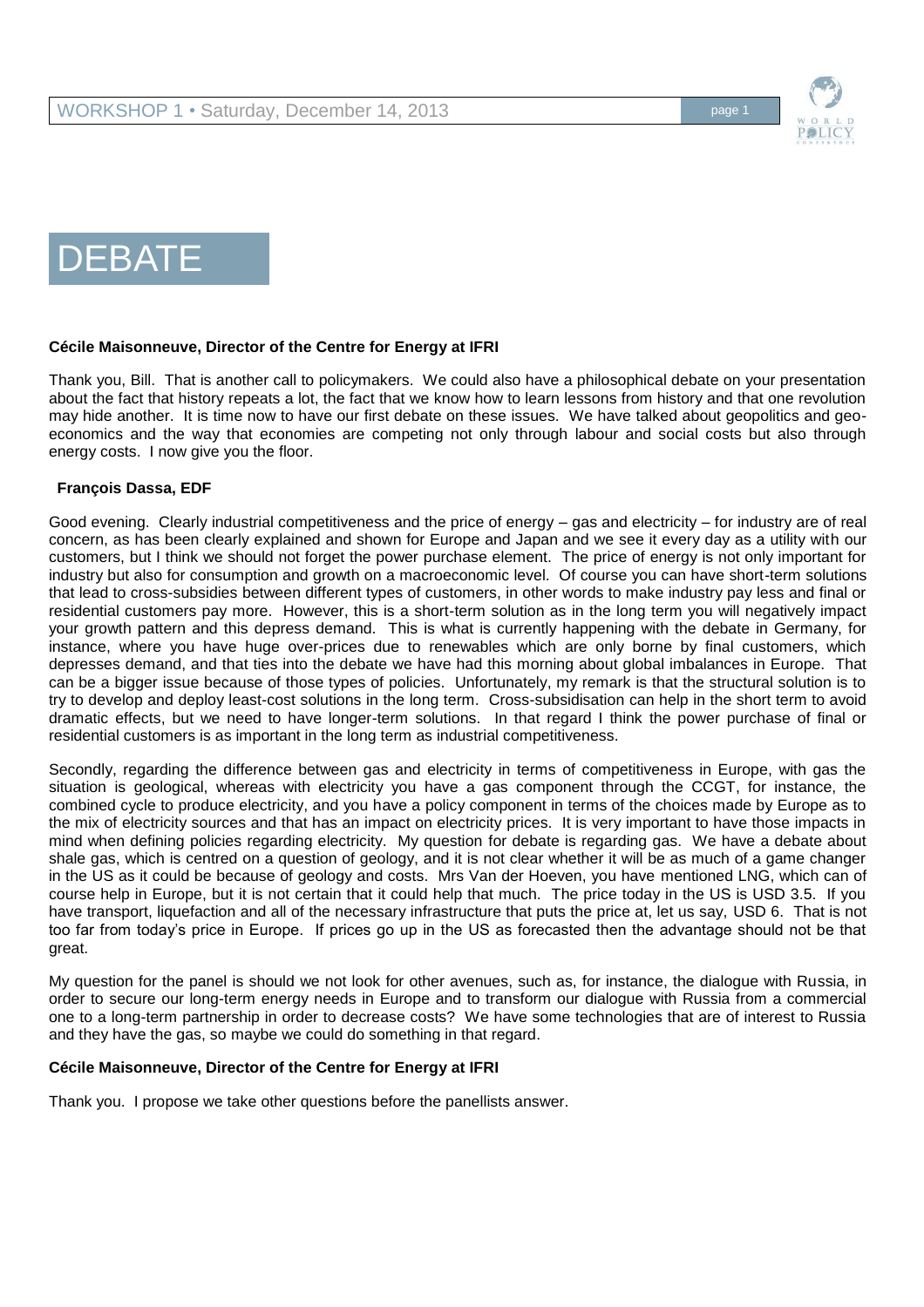# DEBATE

**Cécile Maisonneuve, Director of the Centre for Energy at IFRI**

Thank you, Bill. That is another call to policymakers. We could also have a philosophical debate on your presentation about the fact that history repeats a lot, the fact that we know how to learn lessons from history and that one revolution may hide another. It is time now to have our first debate on these issues. We have talked about geopolitics and geo-economics and the way that economies are competing not only through labour and social costs but also through energy costs. I now give you the floor.

**François Dassa, EDF**

Good evening. Clearly industrial competitiveness and the price of energy – gas and electricity – for industry are of real concern, as has been clearly explained and shown for Europe and Japan and we see it every day as a utility with our customers, but I think we should not forget the power purchase element. The price of energy is not only important for industry but also for consumption and growth on a macroeconomic level. Of course you can have short-term solutions that lead to cross-subsidies between different types of customers, in other words to make industry pay less and final or residential customers pay more. However, this is a short-term solution as in the long term you will negatively impact your growth pattern and this depress demand. This is what is currently happening with the debate in Germany, for instance, where you have huge over-prices due to renewables which are only borne by final customers, which depresses demand, and that ties into the debate we have had this morning about global imbalances in Europe. That can be a bigger issue because of those types of policies. Unfortunately, my remark is that the structural solution is to try to develop and deploy least-cost solutions in the long term. Cross-subsidisation can help in the short term to avoid dramatic effects, but we need to have longer-term solutions. In that regard I think the power purchase of final or residential customers is as important in the long term as industrial competitiveness.

Secondly, regarding the difference between gas and electricity in terms of competitiveness in Europe, with gas the situation is geological, whereas with electricity you have a gas component through the CCGT, for instance, the combined cycle to produce electricity, and you have a policy component in terms of the choices made by Europe as to the mix of electricity sources and that has an impact on electricity prices. It is very important to have those impacts in mind when defining policies regarding electricity. My question for debate is regarding gas. We have a debate about shale gas, which is centred on a question of geology, and it is not clear whether it will be as much of a game changer in the US as it could be because of geology and costs. Mrs Van der Hoeven, you have mentioned LNG, which can of course help in Europe, but it is not certain that it could help that much. The price today in the US is USD 3.5. If you have transport, liquefaction and all of the necessary infrastructure that puts the price at, let us say, USD 6. That is not too far from today's price in Europe. If prices go up in the US as forecasted then the advantage should not be that great.

My question for the panel is should we not look for other avenues, such as, for instance, the dialogue with Russia, in order to secure our long-term energy needs in Europe and to transform our dialogue with Russia from a commercial one to a long-term partnership in order to decrease costs? We have some technologies that are of interest to Russia and they have the gas, so maybe we could do something in that regard.

**Cécile Maisonneuve, Director of the Centre for Energy at IFRI**

Thank you. I propose we take other questions before the panellists answer.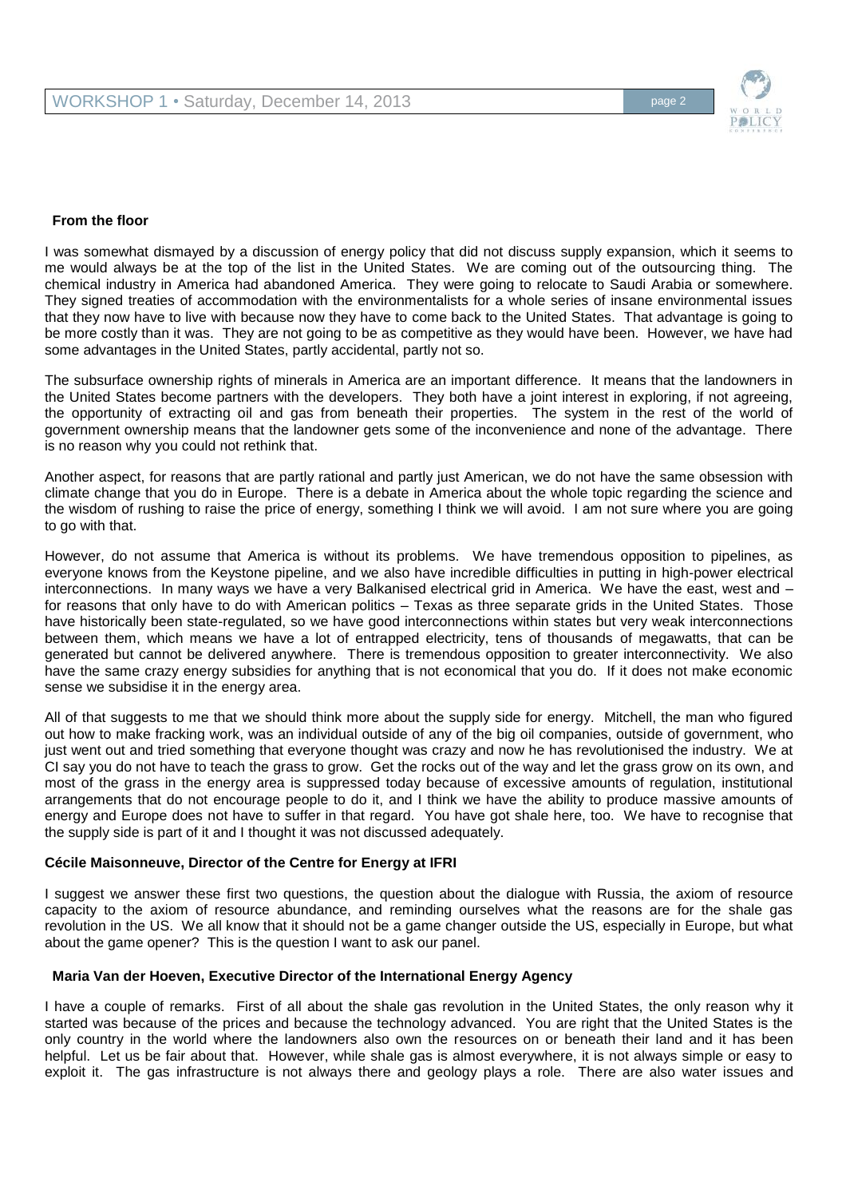### From the floor

I was somewhat dismayed by a discussion of energy policy that did not discuss supply expansion, which it seems to me would always be at the top of the list in the United States. We are coming out of the outsourcing thing. The chemical industry in America had abandoned America. They were going to relocate to Saudi Arabia or somewhere. They signed treaties of accommodation with the environmentalists for a whole series of insane environmental issues that they now have to live with because now they have to come back to the United States. That advantage is going to be more costly than it was. They are not going to be as competitive as they would have been. However, we have had some advantages in the United States, partly accidental, partly not so.

The subsurface ownership rights of minerals in America are an important difference. It means that the landowners in the United States become partners with the developers. They both have a joint interest in exploring, if not agreeing, the opportunity of extracting oil and gas from beneath their properties. The system in the rest of the world of government ownership means that the landowner gets some of the inconvenience and none of the advantage. There is no reason why you could not rethink that.

Another aspect, for reasons that are partly rational and partly just American, we do not have the same obsession with climate change that you do in Europe. There is a debate in America about the whole topic regarding the science and the wisdom of rushing to raise the price of energy, something I think we will avoid. I am not sure where you are going to go with that.

However, do not assume that America is without its problems. We have tremendous opposition to pipelines, as everyone knows from the Keystone pipeline, and we also have incredible difficulties in putting in high-power electrical interconnections. In many ways we have a very Balkanised electrical grid in America. We have the east, west and – for reasons that only have to do with American politics – Texas as three separate grids in the United States. Those have historically been state-regulated, so we have good interconnections within states but very weak interconnections between them, which means we have a lot of entrapped electricity, tens of thousands of megawatts, that can be generated but cannot be delivered anywhere. There is tremendous opposition to greater interconnectivity. We also have the same crazy energy subsidies for anything that is not economical that you do. If it does not make economic sense we subsidise it in the energy area.

All of that suggests to me that we should think more about the supply side for energy. Mitchell, the man who figured out how to make fracking work, was an individual outside of any of the big oil companies, outside of government, who just went out and tried something that everyone thought was crazy and now he has revolutionised the industry. We at CI say you do not have to teach the grass to grow. Get the rocks out of the way and let the grass grow on its own, and most of the grass in the energy area is suppressed today because of excessive amounts of regulation, institutional arrangements that do not encourage people to do it, and I think we have the ability to produce massive amounts of energy and Europe does not have to suffer in that regard. You have got shale here, too. We have to recognise that the supply side is part of it and I thought it was not discussed adequately.

### Cécile Maisonneuve, Director of the Centre for Energy at IFRI

I suggest we answer these first two questions, the question about the dialogue with Russia, the axiom of resource capacity to the axiom of resource abundance, and reminding ourselves what the reasons are for the shale gas revolution in the US. We all know that it should not be a game changer outside the US, especially in Europe, but what about the game opener? This is the question I want to ask our panel.

### Maria Van der Hoeven, Executive Director of the International Energy Agency

I have a couple of remarks. First of all about the shale gas revolution in the United States, the only reason why it started was because of the prices and because the technology advanced. You are right that the United States is the only country in the world where the landowners also own the resources on or beneath their land and it has been helpful. Let us be fair about that. However, while shale gas is almost everywhere, it is not always simple or easy to exploit it. The gas infrastructure is not always there and geology plays a role. There are also water issues and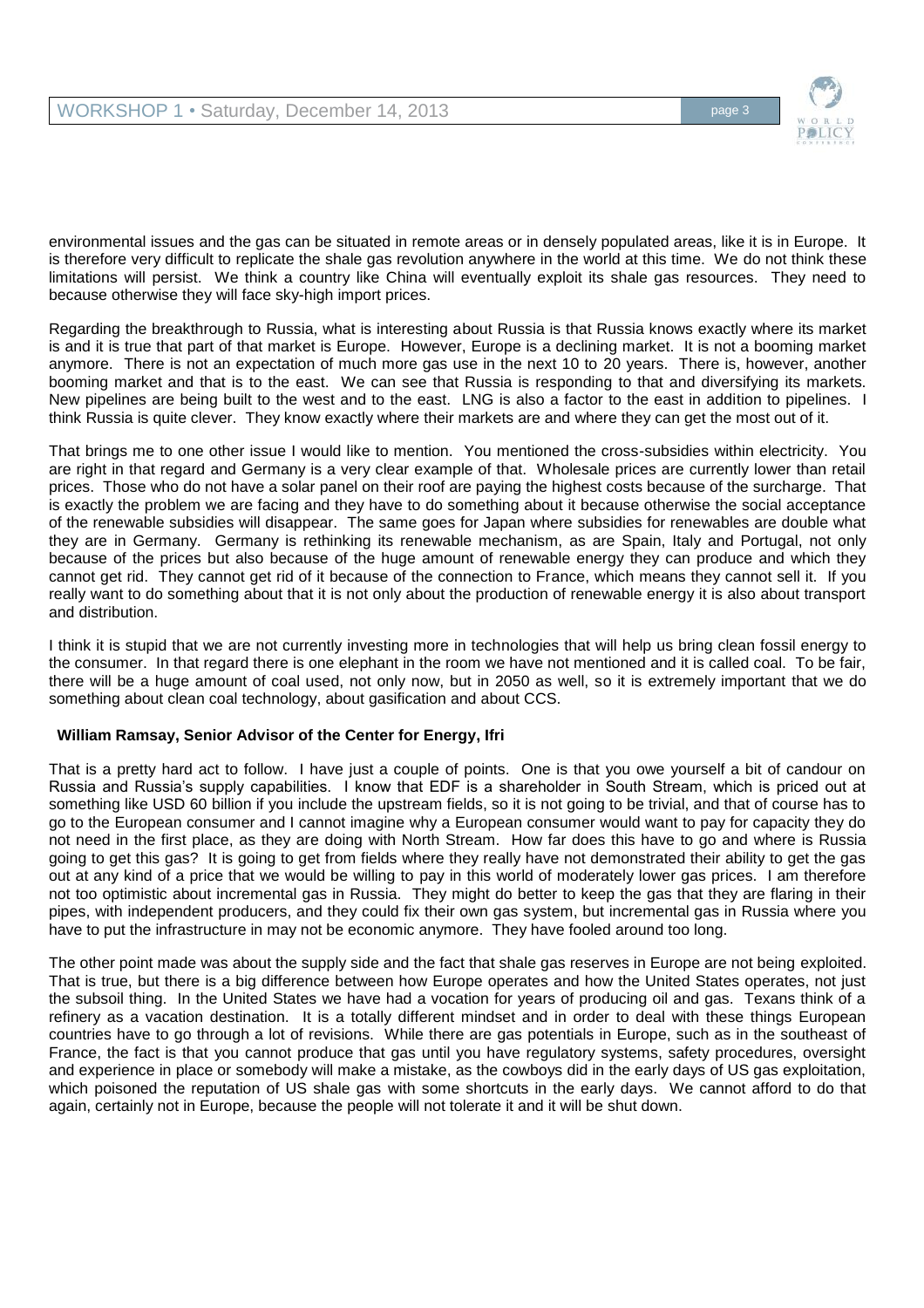environmental issues and the gas can be situated in remote areas or in densely populated areas, like it is in Europe. It is therefore very difficult to replicate the shale gas revolution anywhere in the world at this time. We do not think these limitations will persist. We think a country like China will eventually exploit its shale gas resources. They need to because otherwise they will face sky-high import prices.

Regarding the breakthrough to Russia, what is interesting about Russia is that Russia knows exactly where its market is and it is true that part of that market is Europe. However, Europe is a declining market. It is not a booming market anymore. There is not an expectation of much more gas use in the next 10 to 20 years. There is, however, another booming market and that is to the east. We can see that Russia is responding to that and diversifying its markets. New pipelines are being built to the west and to the east. LNG is also a factor to the east in addition to pipelines. I think Russia is quite clever. They know exactly where their markets are and where they can get the most out of it.

That brings me to one other issue I would like to mention. You mentioned the cross-subsidies within electricity. You are right in that regard and Germany is a very clear example of that. Wholesale prices are currently lower than retail prices. Those who do not have a solar panel on their roof are paying the highest costs because of the surcharge. That is exactly the problem we are facing and they have to do something about it because otherwise the social acceptance of the renewable subsidies will disappear. The same goes for Japan where subsidies for renewables are double what they are in Germany. Germany is rethinking its renewable mechanism, as are Spain, Italy and Portugal, not only because of the prices but also because of the huge amount of renewable energy they can produce and which they cannot get rid. They cannot get rid of it because of the connection to France, which means they cannot sell it. If you really want to do something about that it is not only about the production of renewable energy it is also about transport and distribution.

I think it is stupid that we are not currently investing more in technologies that will help us bring clean fossil energy to the consumer. In that regard there is one elephant in the room we have not mentioned and it is called coal. To be fair, there will be a huge amount of coal used, not only now, but in 2050 as well, so it is extremely important that we do something about clean coal technology, about gasification and about CCS.

**William Ramsay, Senior Advisor of the Center for Energy, Ifri**

That is a pretty hard act to follow. I have just a couple of points. One is that you owe yourself a bit of candour on Russia and Russia's supply capabilities. I know that EDF is a shareholder in South Stream, which is priced out at something like USD 60 billion if you include the upstream fields, so it is not going to be trivial, and that of course has to go to the European consumer and I cannot imagine why a European consumer would want to pay for capacity they do not need in the first place, as they are doing with North Stream. How far does this have to go and where is Russia going to get this gas? It is going to get from fields where they really have not demonstrated their ability to get the gas out at any kind of a price that we would be willing to pay in this world of moderately lower gas prices. I am therefore not too optimistic about incremental gas in Russia. They might do better to keep the gas that they are flaring in their pipes, with independent producers, and they could fix their own gas system, but incremental gas in Russia where you have to put the infrastructure in may not be economic anymore. They have fooled around too long.

The other point made was about the supply side and the fact that shale gas reserves in Europe are not being exploited. That is true, but there is a big difference between how Europe operates and how the United States operates, not just the subsoil thing. In the United States we have had a vocation for years of producing oil and gas. Texans think of a refinery as a vacation destination. It is a totally different mindset and in order to deal with these things European countries have to go through a lot of revisions. While there are gas potentials in Europe, such as in the southeast of France, the fact is that you cannot produce that gas until you have regulatory systems, safety procedures, oversight and experience in place or somebody will make a mistake, as the cowboys did in the early days of US gas exploitation, which poisoned the reputation of US shale gas with some shortcuts in the early days. We cannot afford to do that again, certainly not in Europe, because the people will not tolerate it and it will be shut down.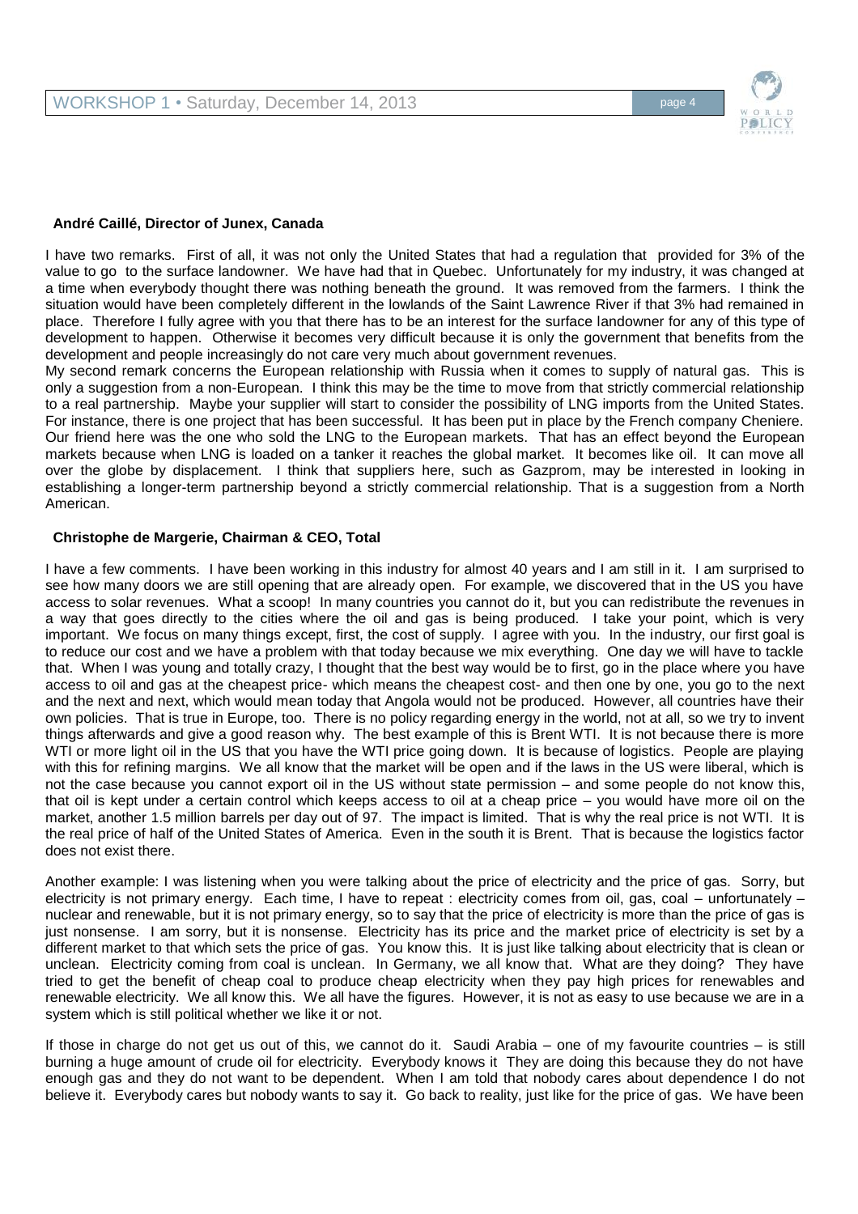**André Caillé, Director of Junex, Canada**

I have two remarks. First of all, it was not only the United States that had a regulation that provided for 3% of the value to go to the surface landowner. We have had that in Quebec. Unfortunately for my industry, it was changed at a time when everybody thought there was nothing beneath the ground. It was removed from the farmers. I think the situation would have been completely different in the lowlands of the Saint Lawrence River if that 3% had remained in place. Therefore I fully agree with you that there has to be an interest for the surface landowner for any of this type of development to happen. Otherwise it becomes very difficult because it is only the government that benefits from the development and people increasingly do not care very much about government revenues.

My second remark concerns the European relationship with Russia when it comes to supply of natural gas. This is only a suggestion from a non-European. I think this may be the time to move from that strictly commercial relationship to a real partnership. Maybe your supplier will start to consider the possibility of LNG imports from the United States. For instance, there is one project that has been successful. It has been put in place by the French company Cheniere. Our friend here was the one who sold the LNG to the European markets. That has an effect beyond the European markets because when LNG is loaded on a tanker it reaches the global market. It becomes like oil. It can move all over the globe by displacement. I think that suppliers here, such as Gazprom, may be interested in looking in establishing a longer-term partnership beyond a strictly commercial relationship. That is a suggestion from a North American.

**Christophe de Margerie, Chairman & CEO, Total**

I have a few comments. I have been working in this industry for almost 40 years and I am still in it. I am surprised to see how many doors we are still opening that are already open. For example, we discovered that in the US you have access to solar revenues. What a scoop! In many countries you cannot do it, but you can redistribute the revenues in a way that goes directly to the cities where the oil and gas is being produced. I take your point, which is very important. We focus on many things except, first, the cost of supply. I agree with you. In the industry, our first goal is to reduce our cost and we have a problem with that today because we mix everything. One day we will have to tackle that. When I was young and totally crazy, I thought that the best way would be to first, go in the place where you have access to oil and gas at the cheapest price- which means the cheapest cost- and then one by one, you go to the next and the next and next, which would mean today that Angola would not be produced. However, all countries have their own policies. That is true in Europe, too. There is no policy regarding energy in the world, not at all, so we try to invent things afterwards and give a good reason why. The best example of this is Brent WTI. It is not because there is more WTI or more light oil in the US that you have the WTI price going down. It is because of logistics. People are playing with this for refining margins. We all know that the market will be open and if the laws in the US were liberal, which is not the case because you cannot export oil in the US without state permission – and some people do not know this, that oil is kept under a certain control which keeps access to oil at a cheap price – you would have more oil on the market, another 1.5 million barrels per day out of 97. The impact is limited. That is why the real price is not WTI. It is the real price of half of the United States of America. Even in the south it is Brent. That is because the logistics factor does not exist there.

Another example: I was listening when you were talking about the price of electricity and the price of gas. Sorry, but electricity is not primary energy. Each time, I have to repeat : electricity comes from oil, gas, coal – unfortunately – nuclear and renewable, but it is not primary energy, so to say that the price of electricity is more than the price of gas is just nonsense. I am sorry, but it is nonsense. Electricity has its price and the market price of electricity is set by a different market to that which sets the price of gas. You know this. It is just like talking about electricity that is clean or unclean. Electricity coming from coal is unclean. In Germany, we all know that. What are they doing? They have tried to get the benefit of cheap coal to produce cheap electricity when they pay high prices for renewables and renewable electricity. We all know this. We all have the figures. However, it is not as easy to use because we are in a system which is still political whether we like it or not.

If those in charge do not get us out of this, we cannot do it. Saudi Arabia – one of my favourite countries – is still burning a huge amount of crude oil for electricity. Everybody knows it They are doing this because they do not have enough gas and they do not want to be dependent. When I am told that nobody cares about dependence I do not believe it. Everybody cares but nobody wants to say it. Go back to reality, just like for the price of gas. We have been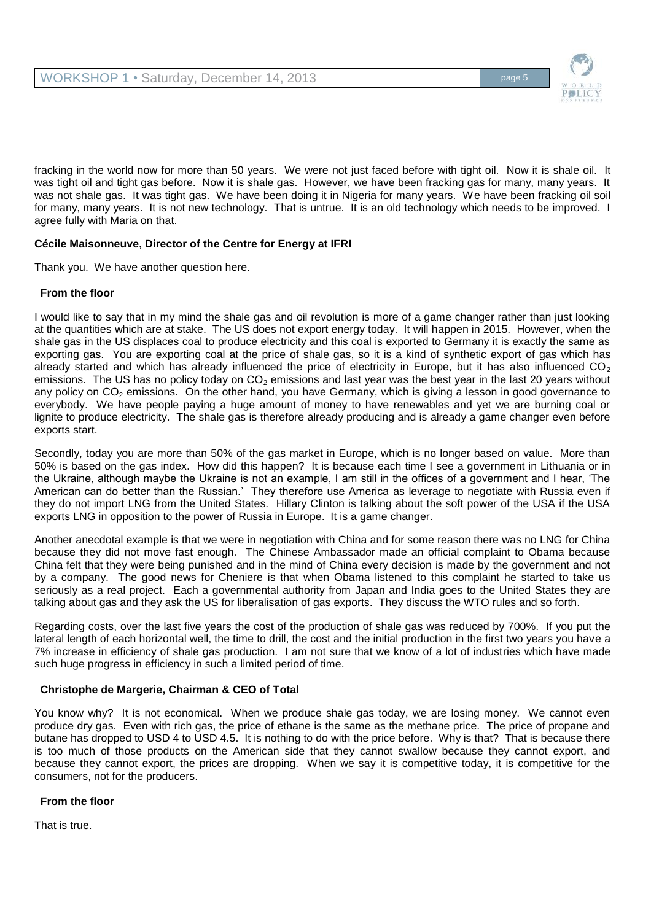fracking in the world now for more than 50 years. We were not just faced before with tight oil. Now it is shale oil. It was tight oil and tight gas before. Now it is shale gas. However, we have been fracking gas for many, many years. It was not shale gas. It was tight gas. We have been doing it in Nigeria for many years. We have been fracking oil soil for many, many years. It is not new technology. That is untrue. It is an old technology which needs to be improved. I agree fully with Maria on that.

**Cécile Maisonneuve, Director of the Centre for Energy at IFRI**

Thank you. We have another question here.

**From the floor**

I would like to say that in my mind the shale gas and oil revolution is more of a game changer rather than just looking at the quantities which are at stake. The US does not export energy today. It will happen in 2015. However, when the shale gas in the US displaces coal to produce electricity and this coal is exported to Germany it is exactly the same as exporting gas. You are exporting coal at the price of shale gas, so it is a kind of synthetic export of gas which has already started and which has already influenced the price of electricity in Europe, but it has also influenced $CO_2$ emissions. The US has no policy today on $CO_2$ emissions and last year was the best year in the last 20 years without any policy on $CO_2$ emissions. On the other hand, you have Germany, which is giving a lesson in good governance to everybody. We have people paying a huge amount of money to have renewables and yet we are burning coal or lignite to produce electricity. The shale gas is therefore already producing and is already a game changer even before exports start.

Secondly, today you are more than 50% of the gas market in Europe, which is no longer based on value. More than 50% is based on the gas index. How did this happen? It is because each time I see a government in Lithuania or in the Ukraine, although maybe the Ukraine is not an example, I am still in the offices of a government and I hear, 'The American can do better than the Russian.' They therefore use America as leverage to negotiate with Russia even if they do not import LNG from the United States. Hillary Clinton is talking about the soft power of the USA if the USA exports LNG in opposition to the power of Russia in Europe. It is a game changer.

Another anecdotal example is that we were in negotiation with China and for some reason there was no LNG for China because they did not move fast enough. The Chinese Ambassador made an official complaint to Obama because China felt that they were being punished and in the mind of China every decision is made by the government and not by a company. The good news for Cheniere is that when Obama listened to this complaint he started to take us seriously as a real project. Each a governmental authority from Japan and India goes to the United States they are talking about gas and they ask the US for liberalisation of gas exports. They discuss the WTO rules and so forth.

Regarding costs, over the last five years the cost of the production of shale gas was reduced by 700%. If you put the lateral length of each horizontal well, the time to drill, the cost and the initial production in the first two years you have a 7% increase in efficiency of shale gas production. I am not sure that we know of a lot of industries which have made such huge progress in efficiency in such a limited period of time.

**Christophe de Margerie, Chairman & CEO of Total**

You know why? It is not economical. When we produce shale gas today, we are losing money. We cannot even produce dry gas. Even with rich gas, the price of ethane is the same as the methane price. The price of propane and butane has dropped to USD 4 to USD 4.5. It is nothing to do with the price before. Why is that? That is because there is too much of those products on the American side that they cannot swallow because they cannot export, and because they cannot export, the prices are dropping. When we say it is competitive today, it is competitive for the consumers, not for the producers.

**From the floor**

That is true.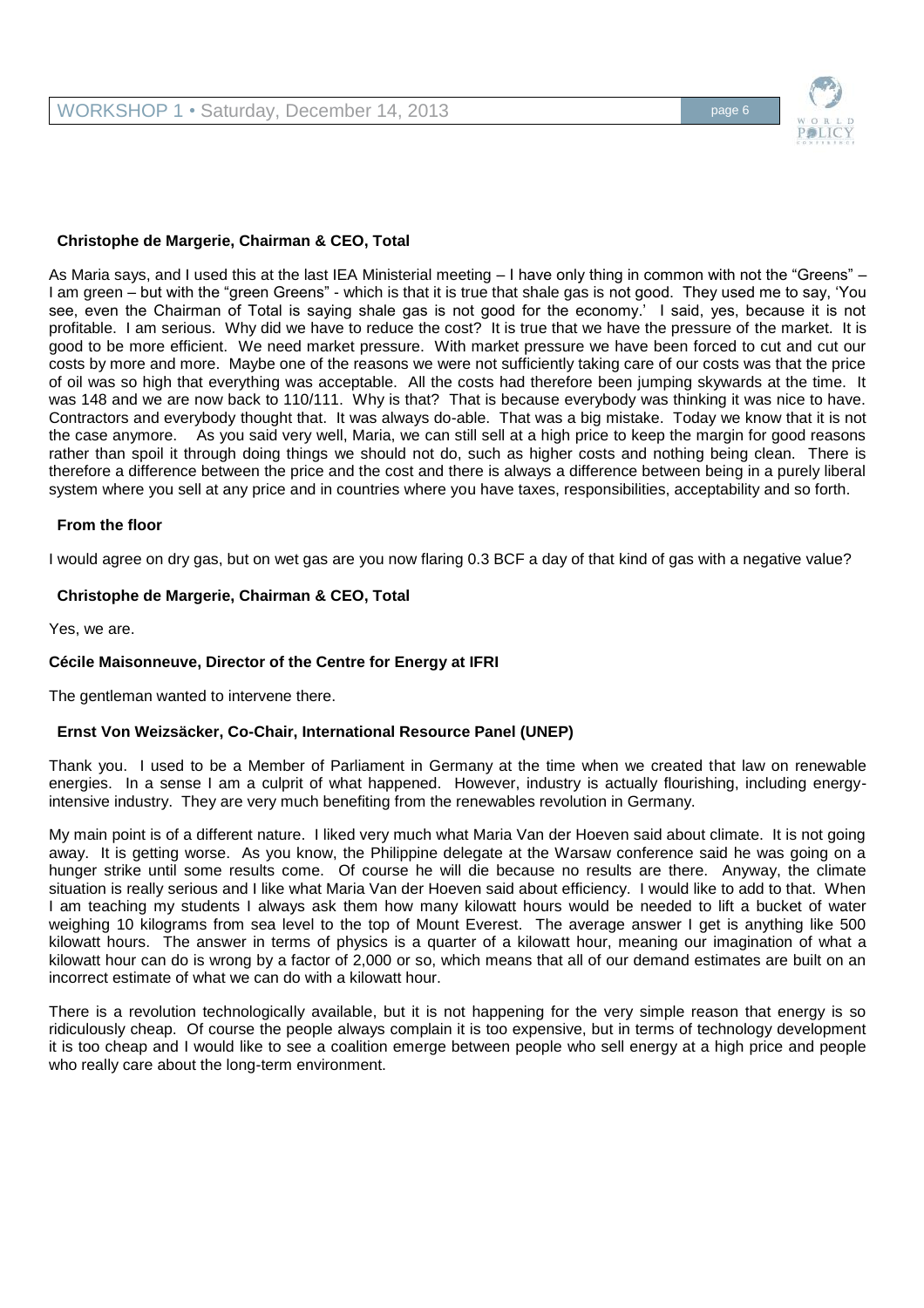**Christophe de Margerie, Chairman & CEO, Total**

As Maria says, and I used this at the last IEA Ministerial meeting – I have only thing in common with not the "Greens" – I am green – but with the "green Greens" - which is that it is true that shale gas is not good. They used me to say, 'You see, even the Chairman of Total is saying shale gas is not good for the economy.' I said, yes, because it is not profitable. I am serious. Why did we have to reduce the cost? It is true that we have the pressure of the market. It is good to be more efficient. We need market pressure. With market pressure we have been forced to cut and cut our costs by more and more. Maybe one of the reasons we were not sufficiently taking care of our costs was that the price of oil was so high that everything was acceptable. All the costs had therefore been jumping skywards at the time. It was 148 and we are now back to 110/111. Why is that? That is because everybody was thinking it was nice to have. Contractors and everybody thought that. It was always do-able. That was a big mistake. Today we know that it is not the case anymore. As you said very well, Maria, we can still sell at a high price to keep the margin for good reasons rather than spoil it through doing things we should not do, such as higher costs and nothing being clean. There is therefore a difference between the price and the cost and there is always a difference between being in a purely liberal system where you sell at any price and in countries where you have taxes, responsibilities, acceptability and so forth.

**From the floor**

I would agree on dry gas, but on wet gas are you now flaring 0.3 BCF a day of that kind of gas with a negative value?

**Christophe de Margerie, Chairman & CEO, Total**

Yes, we are.

**Cécile Maisonneuve, Director of the Centre for Energy at IFRI**

The gentleman wanted to intervene there.

**Ernst Von Weizsäcker, Co-Chair, International Resource Panel (UNEP)**

Thank you. I used to be a Member of Parliament in Germany at the time when we created that law on renewable energies. In a sense I am a culprit of what happened. However, industry is actually flourishing, including energy-intensive industry. They are very much benefiting from the renewables revolution in Germany.

My main point is of a different nature. I liked very much what Maria Van der Hoeven said about climate. It is not going away. It is getting worse. As you know, the Philippine delegate at the Warsaw conference said he was going on a hunger strike until some results come. Of course he will die because no results are there. Anyway, the climate situation is really serious and I like what Maria Van der Hoeven said about efficiency. I would like to add to that. When I am teaching my students I always ask them how many kilowatt hours would be needed to lift a bucket of water weighing 10 kilograms from sea level to the top of Mount Everest. The average answer I get is anything like 500 kilowatt hours. The answer in terms of physics is a quarter of a kilowatt hour, meaning our imagination of what a kilowatt hour can do is wrong by a factor of 2,000 or so, which means that all of our demand estimates are built on an incorrect estimate of what we can do with a kilowatt hour.

There is a revolution technologically available, but it is not happening for the very simple reason that energy is so ridiculously cheap. Of course the people always complain it is too expensive, but in terms of technology development it is too cheap and I would like to see a coalition emerge between people who sell energy at a high price and people who really care about the long-term environment.